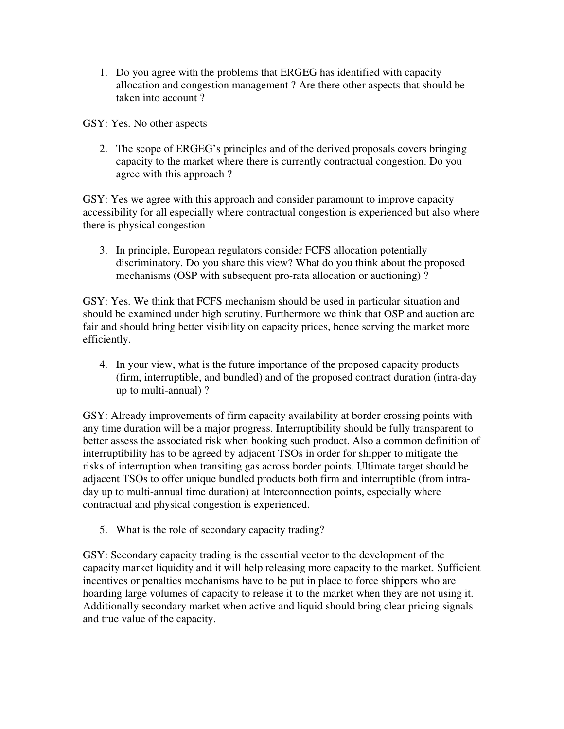1. Do you agree with the problems that ERGEG has identified with capacity allocation and congestion management ? Are there other aspects that should be taken into account ?

GSY: Yes. No other aspects

2. The scope of ERGEG's principles and of the derived proposals covers bringing capacity to the market where there is currently contractual congestion. Do you agree with this approach ?

GSY: Yes we agree with this approach and consider paramount to improve capacity accessibility for all especially where contractual congestion is experienced but also where there is physical congestion

3. In principle, European regulators consider FCFS allocation potentially discriminatory. Do you share this view? What do you think about the proposed mechanisms (OSP with subsequent pro-rata allocation or auctioning) ?

GSY: Yes. We think that FCFS mechanism should be used in particular situation and should be examined under high scrutiny. Furthermore we think that OSP and auction are fair and should bring better visibility on capacity prices, hence serving the market more efficiently.

4. In your view, what is the future importance of the proposed capacity products (firm, interruptible, and bundled) and of the proposed contract duration (intra-day up to multi-annual) ?

GSY: Already improvements of firm capacity availability at border crossing points with any time duration will be a major progress. Interruptibility should be fully transparent to better assess the associated risk when booking such product. Also a common definition of interruptibility has to be agreed by adjacent TSOs in order for shipper to mitigate the risks of interruption when transiting gas across border points. Ultimate target should be adjacent TSOs to offer unique bundled products both firm and interruptible (from intra-day up to multi-annual time duration) at Interconnection points, especially where contractual and physical congestion is experienced.

5. What is the role of secondary capacity trading?

GSY: Secondary capacity trading is the essential vector to the development of the capacity market liquidity and it will help releasing more capacity to the market. Sufficient incentives or penalties mechanisms have to be put in place to force shippers who are hoarding large volumes of capacity to release it to the market when they are not using it. Additionally secondary market when active and liquid should bring clear pricing signals and true value of the capacity.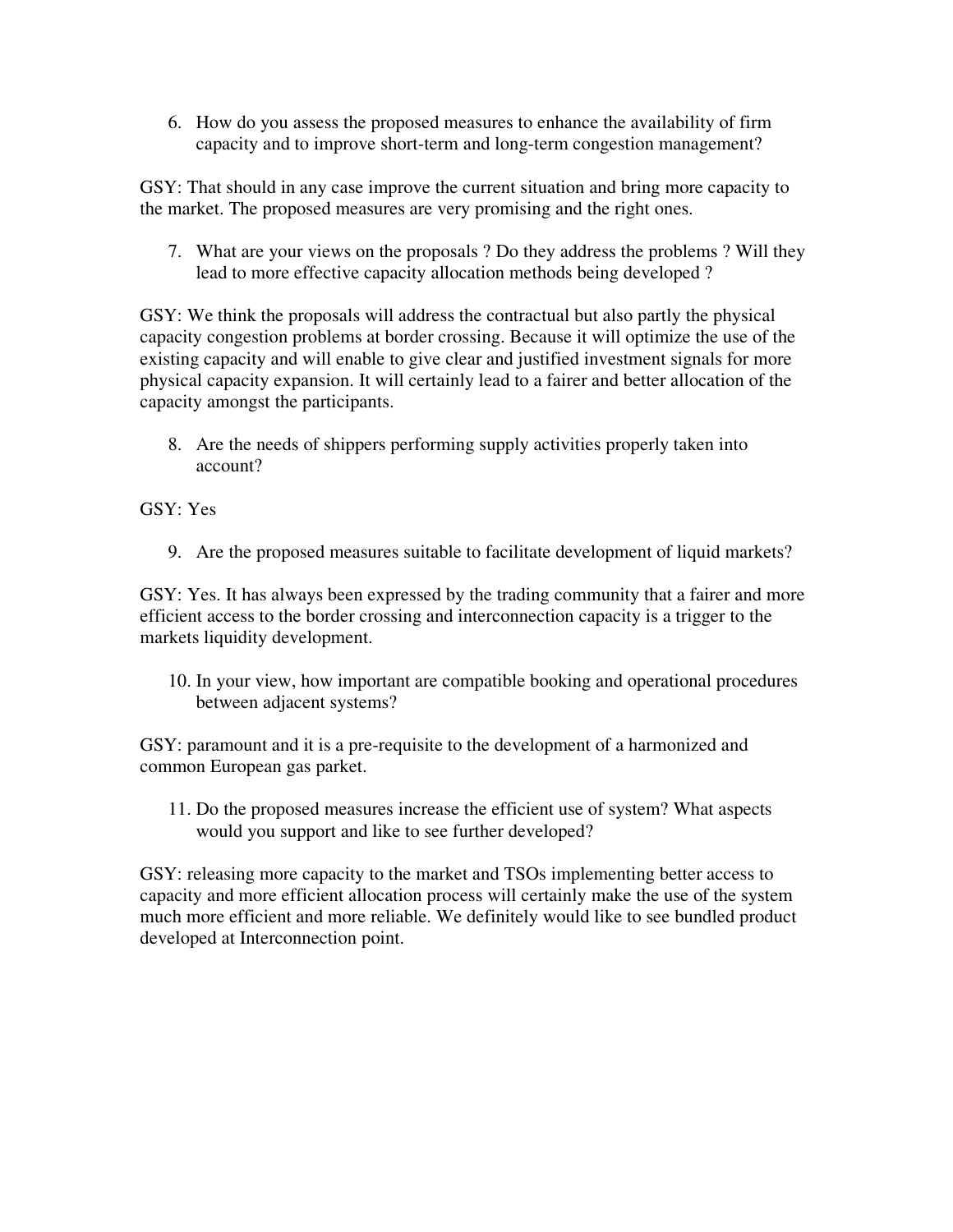6. How do you assess the proposed measures to enhance the availability of firm capacity and to improve short-term and long-term congestion management?

GSY: That should in any case improve the current situation and bring more capacity to the market. The proposed measures are very promising and the right ones.

7. What are your views on the proposals ? Do they address the problems ? Will they lead to more effective capacity allocation methods being developed ?

GSY: We think the proposals will address the contractual but also partly the physical capacity congestion problems at border crossing. Because it will optimize the use of the existing capacity and will enable to give clear and justified investment signals for more physical capacity expansion. It will certainly lead to a fairer and better allocation of the capacity amongst the participants.

8. Are the needs of shippers performing supply activities properly taken into account?

GSY: Yes

9. Are the proposed measures suitable to facilitate development of liquid markets?

GSY: Yes. It has always been expressed by the trading community that a fairer and more efficient access to the border crossing and interconnection capacity is a trigger to the markets liquidity development.

10. In your view, how important are compatible booking and operational procedures between adjacent systems?

GSY: paramount and it is a pre-requisite to the development of a harmonized and common European gas parket.

11. Do the proposed measures increase the efficient use of system? What aspects would you support and like to see further developed?

GSY: releasing more capacity to the market and TSOs implementing better access to capacity and more efficient allocation process will certainly make the use of the system much more efficient and more reliable. We definitely would like to see bundled product developed at Interconnection point.